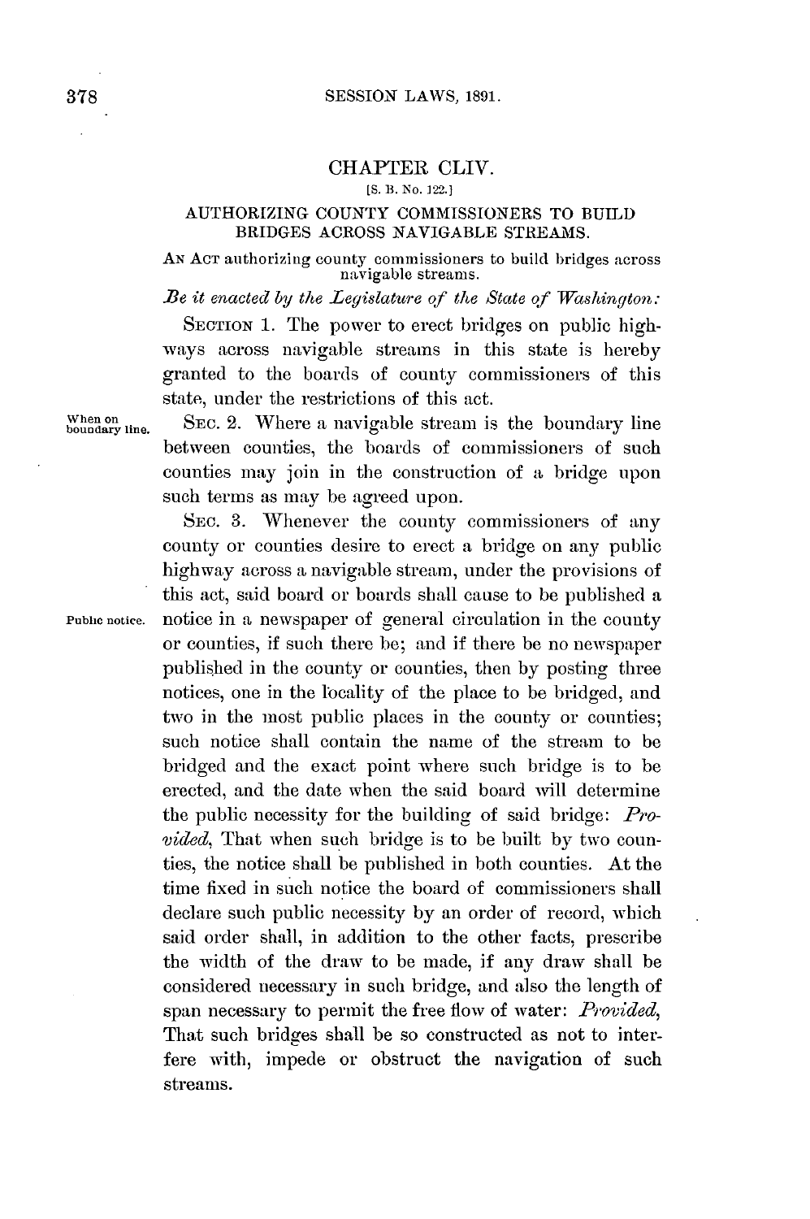## CHAPTER CLIV.

[S. B. No. 122.]

### AUTHORIZING COUNTY COMMISSIONERS TO BUILD BRIDGES ACROSS NAVIGABLE STREAMS.

AN ACT authorizing county commissioners to build bridges across navigable streams.

*Be it enacted by the Legislature of the State of Washington:*

SECTION 1. The power to erect bridges on public highways across navigable streams in this state is hereby granted to the boards of county commissioners of this state, under the restrictions of this act.

When on boundary line.

SEC. 2. Where a navigable stream is the boundary line between counties, the boards of commissioners of such counties may join in the construction of a bridge upon such terms as may be agreed upon.

Public notice.

SEC. 3. Whenever the county commissioners of any county or counties desire to erect a bridge on any public highway across a navigable stream, under the provisions of this act, said board or boards shall cause to be published a notice in a newspaper of general circulation in the county or counties, if such there be; and if there be no newspaper published in the county or counties, then by posting three notices, one in the locality of the place to be bridged, and two in the most public places in the county or counties; such notice shall contain the name of the stream to be bridged and the exact point where such bridge is to be erected, and the date when the said board will determine the public necessity for the building of said bridge: *Provided*, That when such bridge is to be built by two counties, the notice shall be published in both counties. At the time fixed in such notice the board of commissioners shall declare such public necessity by an order of record, which said order shall, in addition to the other facts, prescribe the width of the draw to be made, if any draw shall be considered necessary in such bridge, and also the length of span necessary to permit the free flow of water: *Provided*, That such bridges shall be so constructed as not to interfere with, impede or obstruct the navigation of such streams.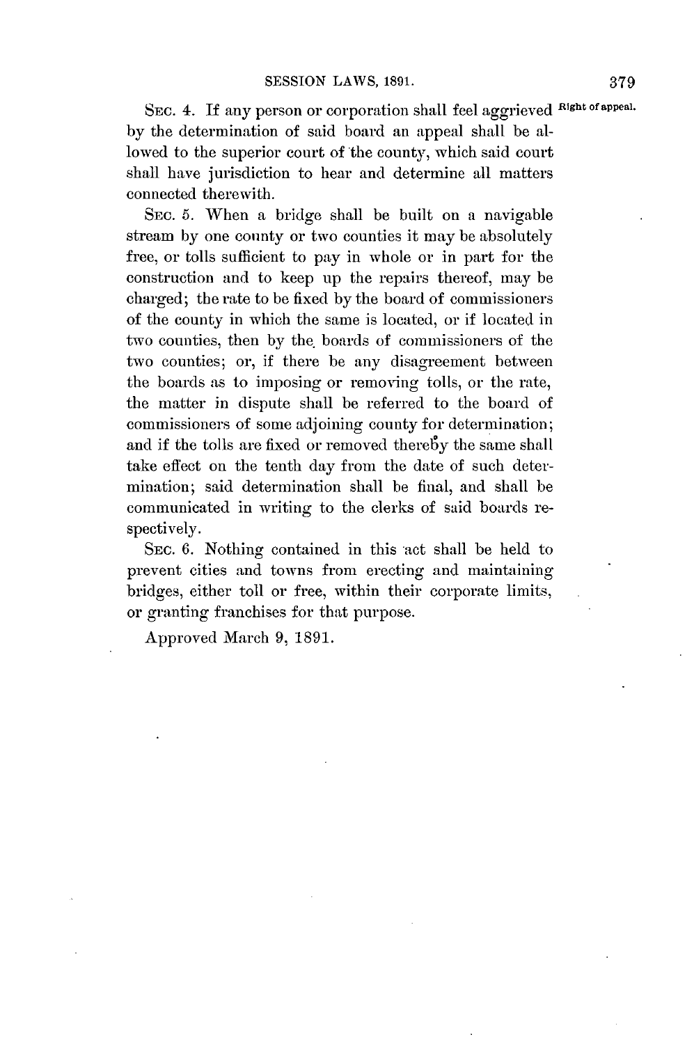SEC. 4. If any person or corporation shall feel aggrieved by the determination of said board an appeal shall be allowed to the superior court of the county, which said court shall have jurisdiction to hear and determine all matters connected therewith.

Right of appeal.

SEC. 5. When a bridge shall be built on a navigable stream by one county or two counties it may be absolutely free, or tolls sufficient to pay in whole or in part for the construction and to keep up the repairs thereof, may be charged; the rate to be fixed by the board of commissioners of the county in which the same is located, or if located in two counties, then by the boards of commissioners of the two counties; or, if there be any disagreement between the boards as to imposing or removing tolls, or the rate, the matter in dispute shall be referred to the board of commissioners of some adjoining county for determination; and if the tolls are fixed or removed thereby the same shall take effect on the tenth day from the date of such determination; said determination shall be final, and shall be communicated in writing to the clerks of said boards respectively.

SEC. 6. Nothing contained in this act shall be held to prevent cities and towns from erecting and maintaining bridges, either toll or free, within their corporate limits, or granting franchises for that purpose.

Approved March 9, 1891.